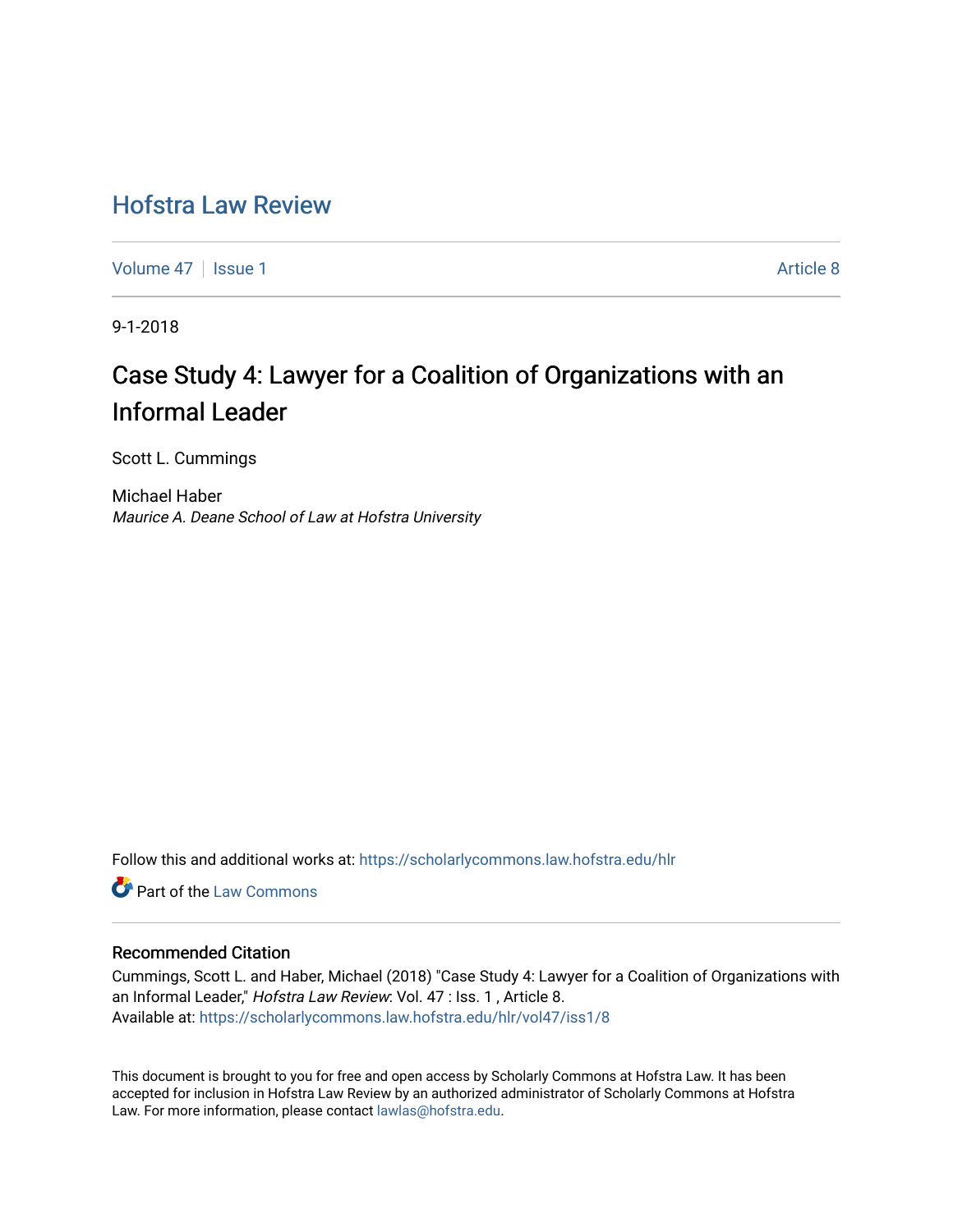# Hofstra Law Review

Volume 47 | Issue 1 | Article 8

9-1-2018

## Case Study 4: Lawyer for a Coalition of Organizations with an Informal Leader

Scott L. Cummings

Michael Haber
*Maurice A. Deane School of Law at Hofstra University*

Follow this and additional works at: https://scholarlycommons.law.hofstra.edu/hlr

Part of the Law Commons

### Recommended Citation

Cummings, Scott L. and Haber, Michael (2018) "Case Study 4: Lawyer for a Coalition of Organizations with an Informal Leader," *Hofstra Law Review*: Vol. 47 : Iss. 1 , Article 8.
Available at: https://scholarlycommons.law.hofstra.edu/hlr/vol47/iss1/8

This document is brought to you for free and open access by Scholarly Commons at Hofstra Law. It has been accepted for inclusion in Hofstra Law Review by an authorized administrator of Scholarly Commons at Hofstra Law. For more information, please contact lawlas@hofstra.edu.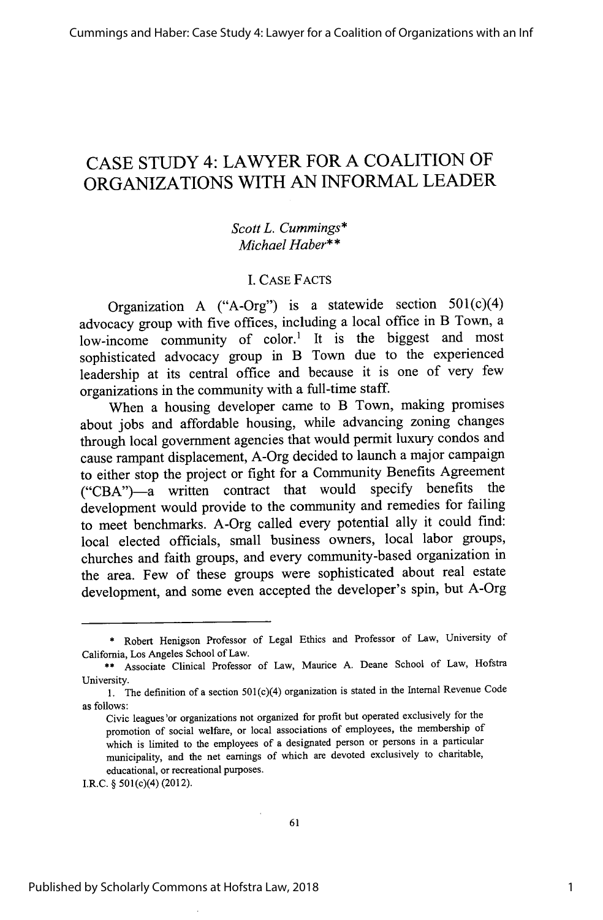# CASE STUDY 4: LAWYER FOR A COALITION OF ORGANIZATIONS WITH AN INFORMAL LEADER

*Scott L. Cummings**
*Michael Haber***

## I. CASE FACTS

Organization A ("A-Org") is a statewide section 501(c)(4) advocacy group with five offices, including a local office in B Town, a low-income community of color.[1] It is the biggest and most sophisticated advocacy group in B Town due to the experienced leadership at its central office and because it is one of very few organizations in the community with a full-time staff.

When a housing developer came to B Town, making promises about jobs and affordable housing, while advancing zoning changes through local government agencies that would permit luxury condos and cause rampant displacement, A-Org decided to launch a major campaign to either stop the project or fight for a Community Benefits Agreement ("CBA")—a written contract that would specify benefits the development would provide to the community and remedies for failing to meet benchmarks. A-Org called every potential ally it could find: local elected officials, small business owners, local labor groups, churches and faith groups, and every community-based organization in the area. Few of these groups were sophisticated about real estate development, and some even accepted the developer's spin, but A-Org

---

\* Robert Henigson Professor of Legal Ethics and Professor of Law, University of California, Los Angeles School of Law.

\*\* Associate Clinical Professor of Law, Maurice A. Deane School of Law, Hofstra University.

1. The definition of a section 501(c)(4) organization is stated in the Internal Revenue Code as follows:

> Civic leagues or organizations not organized for profit but operated exclusively for the promotion of social welfare, or local associations of employees, the membership of which is limited to the employees of a designated person or persons in a particular municipality, and the net earnings of which are devoted exclusively to charitable, educational, or recreational purposes.

I.R.C. § 501(c)(4) (2012).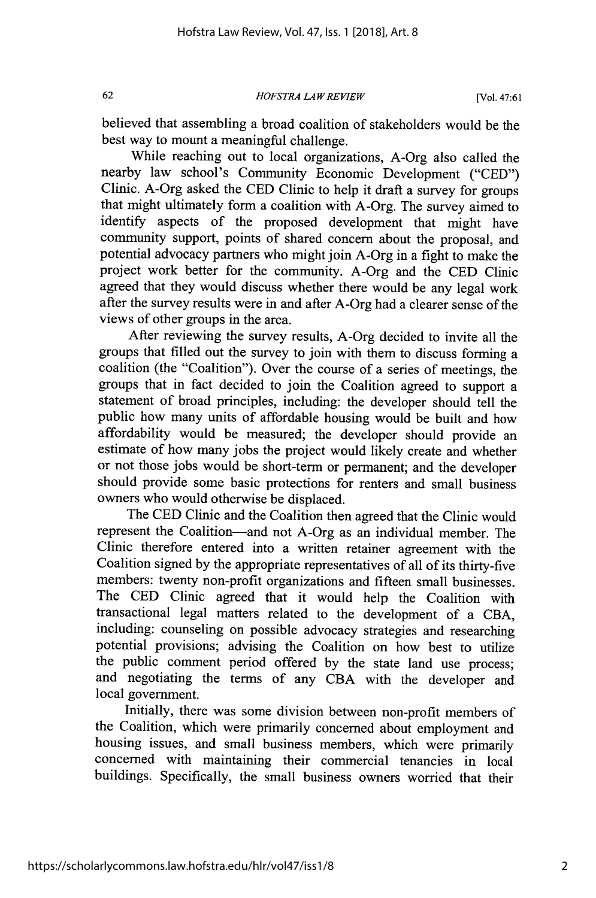believed that assembling a broad coalition of stakeholders would be the best way to mount a meaningful challenge.

While reaching out to local organizations, A-Org also called the nearby law school's Community Economic Development ("CED") Clinic. A-Org asked the CED Clinic to help it draft a survey for groups that might ultimately form a coalition with A-Org. The survey aimed to identify aspects of the proposed development that might have community support, points of shared concern about the proposal, and potential advocacy partners who might join A-Org in a fight to make the project work better for the community. A-Org and the CED Clinic agreed that they would discuss whether there would be any legal work after the survey results were in and after A-Org had a clearer sense of the views of other groups in the area.

After reviewing the survey results, A-Org decided to invite all the groups that filled out the survey to join with them to discuss forming a coalition (the "Coalition"). Over the course of a series of meetings, the groups that in fact decided to join the Coalition agreed to support a statement of broad principles, including: the developer should tell the public how many units of affordable housing would be built and how affordability would be measured; the developer should provide an estimate of how many jobs the project would likely create and whether or not those jobs would be short-term or permanent; and the developer should provide some basic protections for renters and small business owners who would otherwise be displaced.

The CED Clinic and the Coalition then agreed that the Clinic would represent the Coalition—and not A-Org as an individual member. The Clinic therefore entered into a written retainer agreement with the Coalition signed by the appropriate representatives of all of its thirty-five members: twenty non-profit organizations and fifteen small businesses. The CED Clinic agreed that it would help the Coalition with transactional legal matters related to the development of a CBA, including: counseling on possible advocacy strategies and researching potential provisions; advising the Coalition on how best to utilize the public comment period offered by the state land use process; and negotiating the terms of any CBA with the developer and local government.

Initially, there was some division between non-profit members of the Coalition, which were primarily concerned about employment and housing issues, and small business members, which were primarily concerned with maintaining their commercial tenancies in local buildings. Specifically, the small business owners worried that their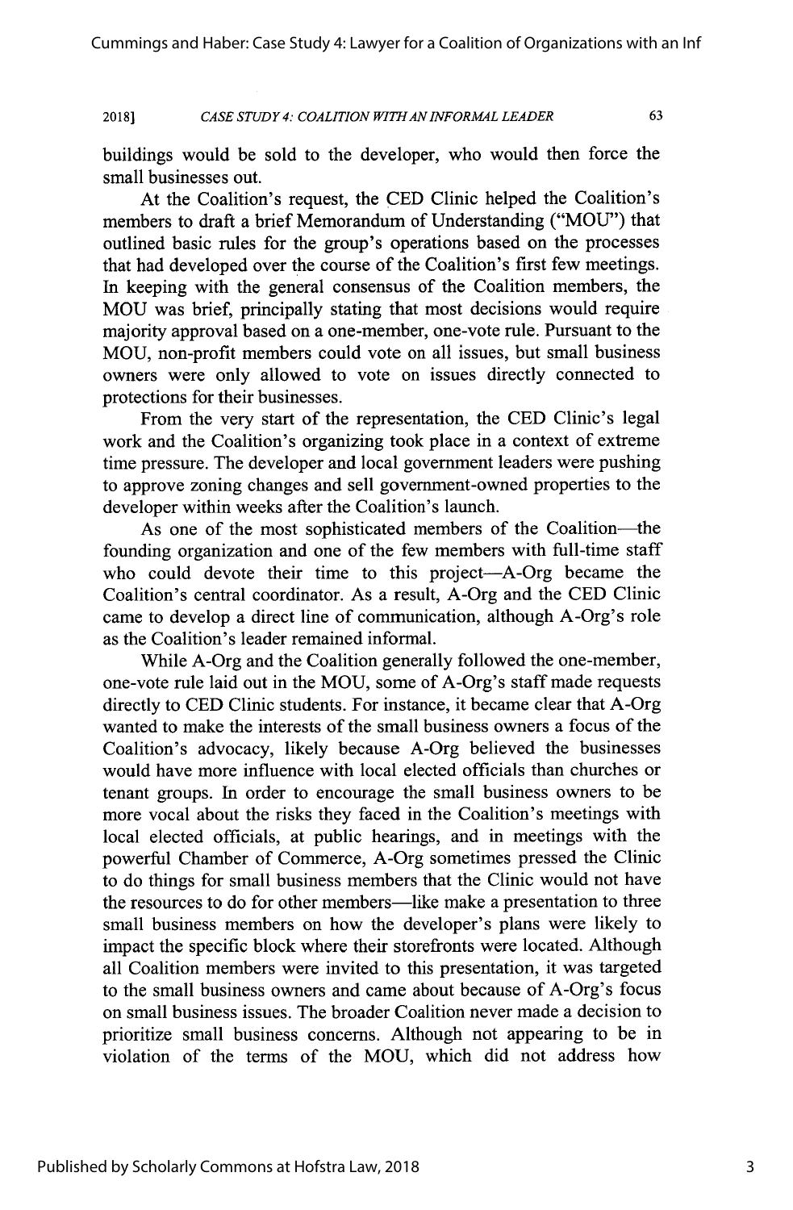buildings would be sold to the developer, who would then force the small businesses out.

At the Coalition's request, the CED Clinic helped the Coalition's members to draft a brief Memorandum of Understanding ("MOU") that outlined basic rules for the group's operations based on the processes that had developed over the course of the Coalition's first few meetings. In keeping with the general consensus of the Coalition members, the MOU was brief, principally stating that most decisions would require majority approval based on a one-member, one-vote rule. Pursuant to the MOU, non-profit members could vote on all issues, but small business owners were only allowed to vote on issues directly connected to protections for their businesses.

From the very start of the representation, the CED Clinic's legal work and the Coalition's organizing took place in a context of extreme time pressure. The developer and local government leaders were pushing to approve zoning changes and sell government-owned properties to the developer within weeks after the Coalition's launch.

As one of the most sophisticated members of the Coalition—the founding organization and one of the few members with full-time staff who could devote their time to this project—A-Org became the Coalition's central coordinator. As a result, A-Org and the CED Clinic came to develop a direct line of communication, although A-Org's role as the Coalition's leader remained informal.

While A-Org and the Coalition generally followed the one-member, one-vote rule laid out in the MOU, some of A-Org's staff made requests directly to CED Clinic students. For instance, it became clear that A-Org wanted to make the interests of the small business owners a focus of the Coalition's advocacy, likely because A-Org believed the businesses would have more influence with local elected officials than churches or tenant groups. In order to encourage the small business owners to be more vocal about the risks they faced in the Coalition's meetings with local elected officials, at public hearings, and in meetings with the powerful Chamber of Commerce, A-Org sometimes pressed the Clinic to do things for small business members that the Clinic would not have the resources to do for other members—like make a presentation to three small business members on how the developer's plans were likely to impact the specific block where their storefronts were located. Although all Coalition members were invited to this presentation, it was targeted to the small business owners and came about because of A-Org's focus on small business issues. The broader Coalition never made a decision to prioritize small business concerns. Although not appearing to be in violation of the terms of the MOU, which did not address how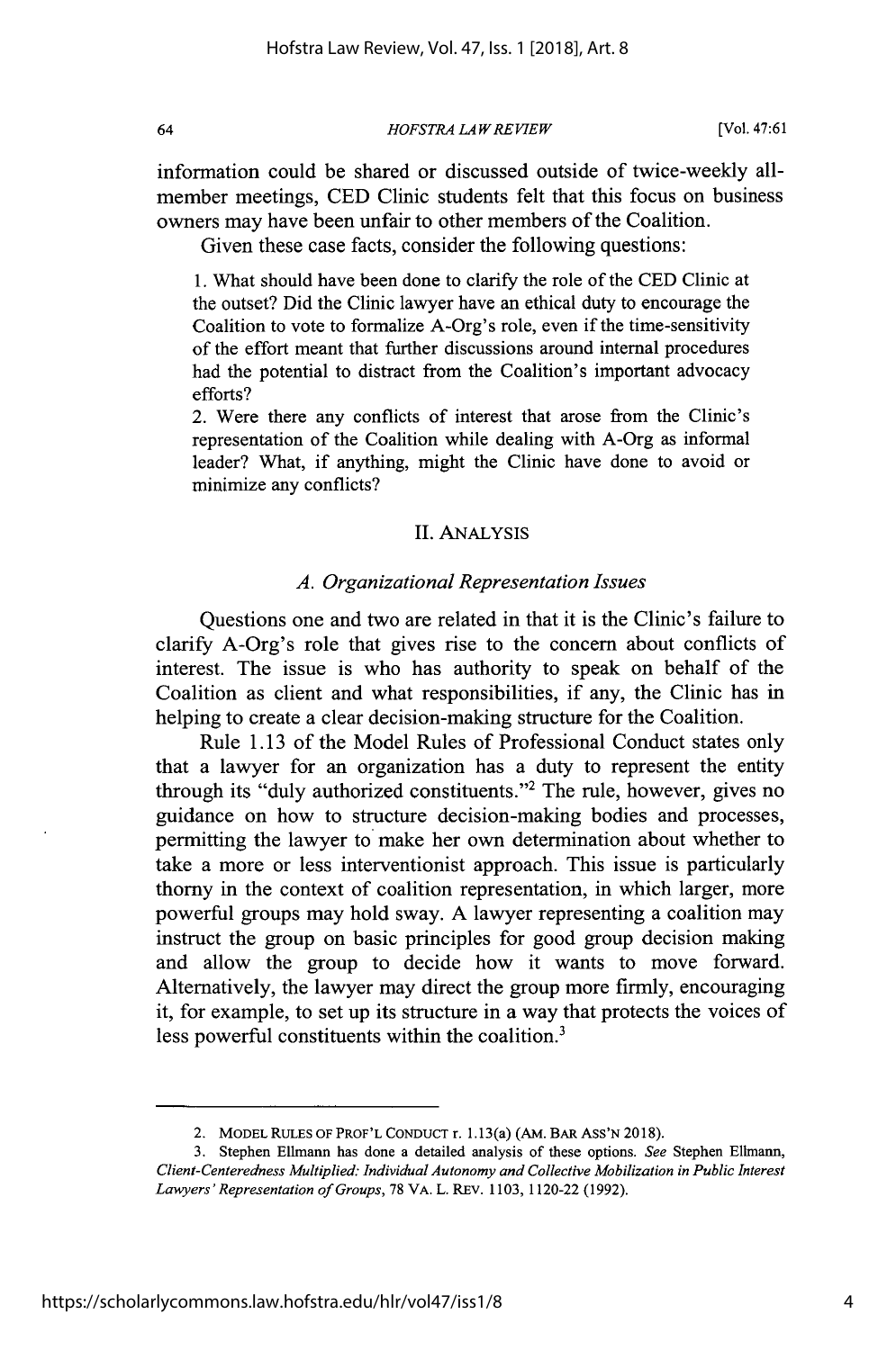information could be shared or discussed outside of twice-weekly all-member meetings, CED Clinic students felt that this focus on business owners may have been unfair to other members of the Coalition.

Given these case facts, consider the following questions:

> 1. What should have been done to clarify the role of the CED Clinic at the outset? Did the Clinic lawyer have an ethical duty to encourage the Coalition to vote to formalize A-Org's role, even if the time-sensitivity of the effort meant that further discussions around internal procedures had the potential to distract from the Coalition's important advocacy efforts?
>
> 2. Were there any conflicts of interest that arose from the Clinic's representation of the Coalition while dealing with A-Org as informal leader? What, if anything, might the Clinic have done to avoid or minimize any conflicts?

## II. ANALYSIS

### *A. Organizational Representation Issues*

Questions one and two are related in that it is the Clinic's failure to clarify A-Org's role that gives rise to the concern about conflicts of interest. The issue is who has authority to speak on behalf of the Coalition as client and what responsibilities, if any, the Clinic has in helping to create a clear decision-making structure for the Coalition.

Rule 1.13 of the Model Rules of Professional Conduct states only that a lawyer for an organization has a duty to represent the entity through its "duly authorized constituents."[2] The rule, however, gives no guidance on how to structure decision-making bodies and processes, permitting the lawyer to make her own determination about whether to take a more or less interventionist approach. This issue is particularly thorny in the context of coalition representation, in which larger, more powerful groups may hold sway. A lawyer representing a coalition may instruct the group on basic principles for good group decision making and allow the group to decide how it wants to move forward. Alternatively, the lawyer may direct the group more firmly, encouraging it, for example, to set up its structure in a way that protects the voices of less powerful constituents within the coalition.[3]

---

2. MODEL RULES OF PROF'L CONDUCT r. 1.13(a) (AM. BAR ASS'N 2018).

3. Stephen Ellmann has done a detailed analysis of these options. *See* Stephen Ellmann, *Client-Centeredness Multiplied: Individual Autonomy and Collective Mobilization in Public Interest Lawyers' Representation of Groups*, 78 VA. L. REV. 1103, 1120-22 (1992).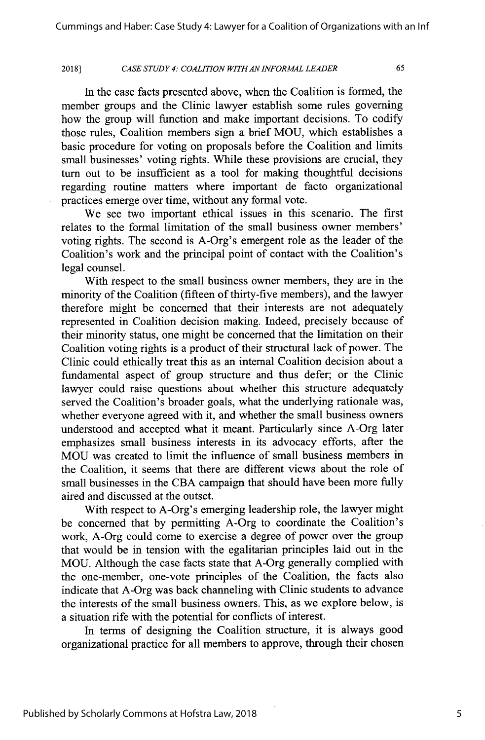In the case facts presented above, when the Coalition is formed, the member groups and the Clinic lawyer establish some rules governing how the group will function and make important decisions. To codify those rules, Coalition members sign a brief MOU, which establishes a basic procedure for voting on proposals before the Coalition and limits small businesses' voting rights. While these provisions are crucial, they turn out to be insufficient as a tool for making thoughtful decisions regarding routine matters where important de facto organizational practices emerge over time, without any formal vote.

We see two important ethical issues in this scenario. The first relates to the formal limitation of the small business owner members' voting rights. The second is A-Org's emergent role as the leader of the Coalition's work and the principal point of contact with the Coalition's legal counsel.

With respect to the small business owner members, they are in the minority of the Coalition (fifteen of thirty-five members), and the lawyer therefore might be concerned that their interests are not adequately represented in Coalition decision making. Indeed, precisely because of their minority status, one might be concerned that the limitation on their Coalition voting rights is a product of their structural lack of power. The Clinic could ethically treat this as an internal Coalition decision about a fundamental aspect of group structure and thus defer; or the Clinic lawyer could raise questions about whether this structure adequately served the Coalition's broader goals, what the underlying rationale was, whether everyone agreed with it, and whether the small business owners understood and accepted what it meant. Particularly since A-Org later emphasizes small business interests in its advocacy efforts, after the MOU was created to limit the influence of small business members in the Coalition, it seems that there are different views about the role of small businesses in the CBA campaign that should have been more fully aired and discussed at the outset.

With respect to A-Org's emerging leadership role, the lawyer might be concerned that by permitting A-Org to coordinate the Coalition's work, A-Org could come to exercise a degree of power over the group that would be in tension with the egalitarian principles laid out in the MOU. Although the case facts state that A-Org generally complied with the one-member, one-vote principles of the Coalition, the facts also indicate that A-Org was back channeling with Clinic students to advance the interests of the small business owners. This, as we explore below, is a situation rife with the potential for conflicts of interest.

In terms of designing the Coalition structure, it is always good organizational practice for all members to approve, through their chosen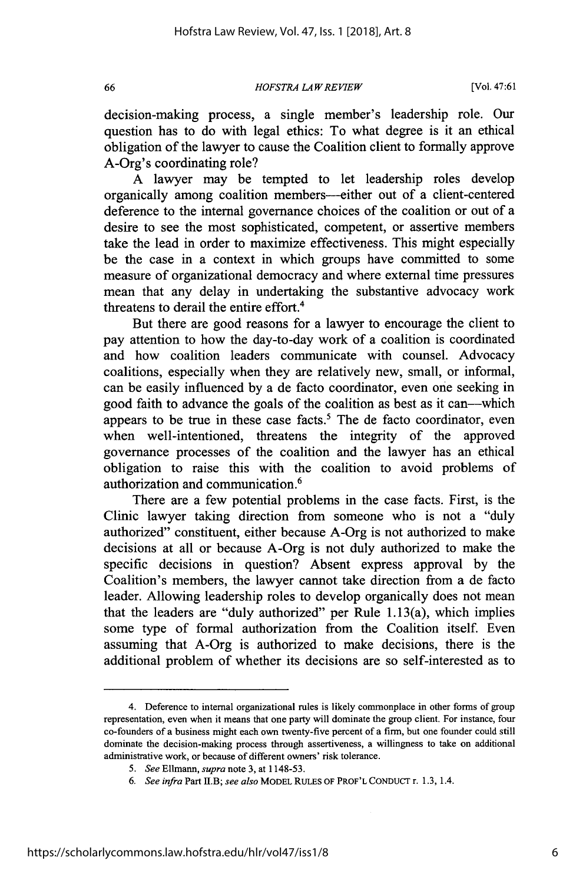decision-making process, a single member's leadership role. Our question has to do with legal ethics: To what degree is it an ethical obligation of the lawyer to cause the Coalition client to formally approve A-Org's coordinating role?

A lawyer may be tempted to let leadership roles develop organically among coalition members—either out of a client-centered deference to the internal governance choices of the coalition or out of a desire to see the most sophisticated, competent, or assertive members take the lead in order to maximize effectiveness. This might especially be the case in a context in which groups have committed to some measure of organizational democracy and where external time pressures mean that any delay in undertaking the substantive advocacy work threatens to derail the entire effort.[4]

But there are good reasons for a lawyer to encourage the client to pay attention to how the day-to-day work of a coalition is coordinated and how coalition leaders communicate with counsel. Advocacy coalitions, especially when they are relatively new, small, or informal, can be easily influenced by a de facto coordinator, even one seeking in good faith to advance the goals of the coalition as best as it can—which appears to be true in these case facts.[5] The de facto coordinator, even when well-intentioned, threatens the integrity of the approved governance processes of the coalition and the lawyer has an ethical obligation to raise this with the coalition to avoid problems of authorization and communication.[6]

There are a few potential problems in the case facts. First, is the Clinic lawyer taking direction from someone who is not a "duly authorized" constituent, either because A-Org is not authorized to make decisions at all or because A-Org is not duly authorized to make the specific decisions in question? Absent express approval by the Coalition's members, the lawyer cannot take direction from a de facto leader. Allowing leadership roles to develop organically does not mean that the leaders are "duly authorized" per Rule 1.13(a), which implies some type of formal authorization from the Coalition itself. Even assuming that A-Org is authorized to make decisions, there is the additional problem of whether its decisions are so self-interested as to

---

4. Deference to internal organizational rules is likely commonplace in other forms of group representation, even when it means that one party will dominate the group client. For instance, four co-founders of a business might each own twenty-five percent of a firm, but one founder could still dominate the decision-making process through assertiveness, a willingness to take on additional administrative work, or because of different owners' risk tolerance.

5. *See* Ellmann, *supra* note 3, at 1148-53.

6. *See infra* Part II.B; *see also* MODEL RULES OF PROF'L CONDUCT r. 1.3, 1.4.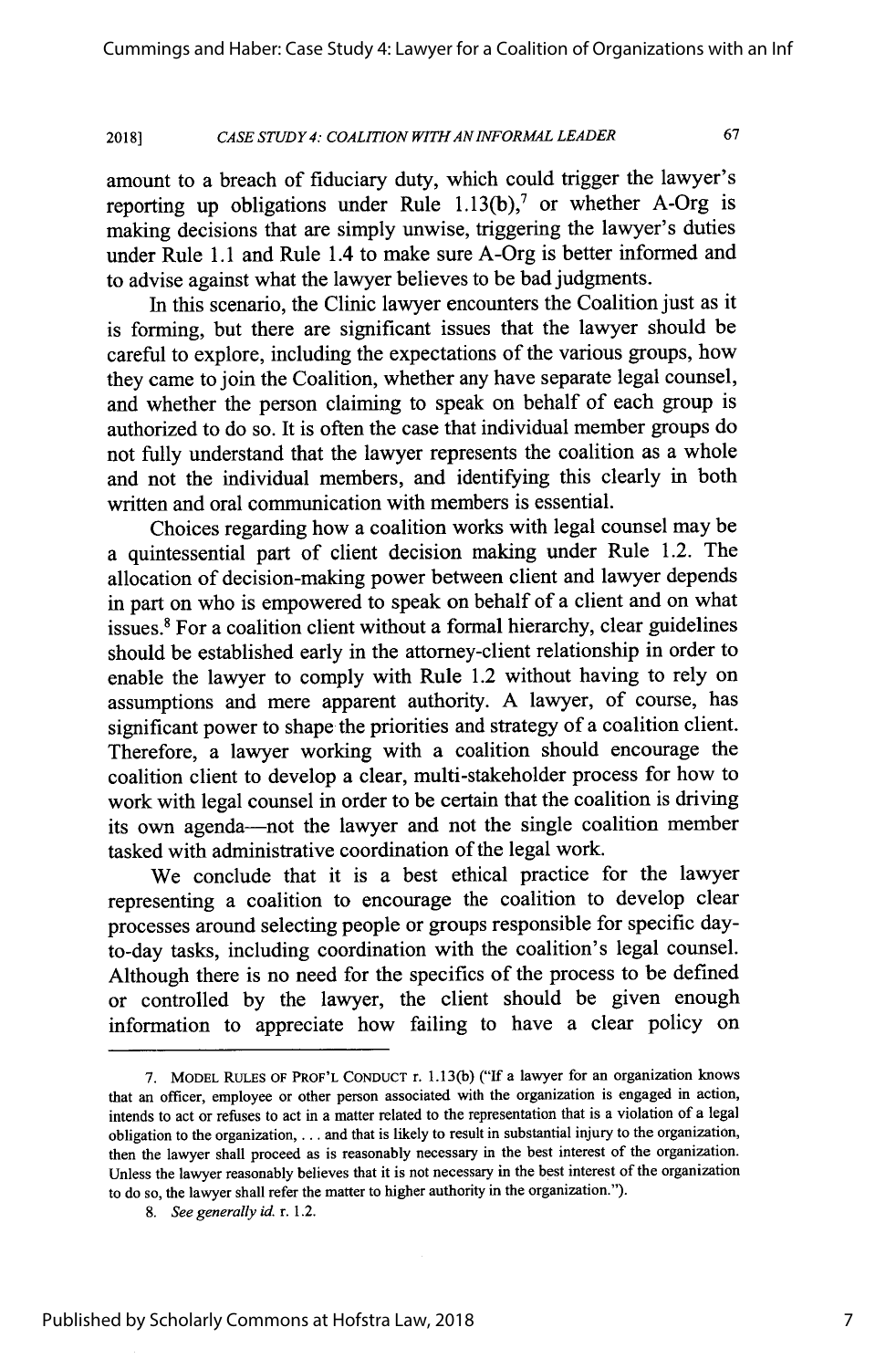amount to a breach of fiduciary duty, which could trigger the lawyer's reporting up obligations under Rule 1.13(b),[7] or whether A-Org is making decisions that are simply unwise, triggering the lawyer's duties under Rule 1.1 and Rule 1.4 to make sure A-Org is better informed and to advise against what the lawyer believes to be bad judgments.

In this scenario, the Clinic lawyer encounters the Coalition just as it is forming, but there are significant issues that the lawyer should be careful to explore, including the expectations of the various groups, how they came to join the Coalition, whether any have separate legal counsel, and whether the person claiming to speak on behalf of each group is authorized to do so. It is often the case that individual member groups do not fully understand that the lawyer represents the coalition as a whole and not the individual members, and identifying this clearly in both written and oral communication with members is essential.

Choices regarding how a coalition works with legal counsel may be a quintessential part of client decision making under Rule 1.2. The allocation of decision-making power between client and lawyer depends in part on who is empowered to speak on behalf of a client and on what issues.[8] For a coalition client without a formal hierarchy, clear guidelines should be established early in the attorney-client relationship in order to enable the lawyer to comply with Rule 1.2 without having to rely on assumptions and mere apparent authority. A lawyer, of course, has significant power to shape the priorities and strategy of a coalition client. Therefore, a lawyer working with a coalition should encourage the coalition client to develop a clear, multi-stakeholder process for how to work with legal counsel in order to be certain that the coalition is driving its own agenda—not the lawyer and not the single coalition member tasked with administrative coordination of the legal work.

We conclude that it is a best ethical practice for the lawyer representing a coalition to encourage the coalition to develop clear processes around selecting people or groups responsible for specific day-to-day tasks, including coordination with the coalition's legal counsel. Although there is no need for the specifics of the process to be defined or controlled by the lawyer, the client should be given enough information to appreciate how failing to have a clear policy on

---

7. MODEL RULES OF PROF'L CONDUCT r. 1.13(b) ("If a lawyer for an organization knows that an officer, employee or other person associated with the organization is engaged in action, intends to act or refuses to act in a matter related to the representation that is a violation of a legal obligation to the organization, . . . and that is likely to result in substantial injury to the organization, then the lawyer shall proceed as is reasonably necessary in the best interest of the organization. Unless the lawyer reasonably believes that it is not necessary in the best interest of the organization to do so, the lawyer shall refer the matter to higher authority in the organization.").

8. *See generally id.* r. 1.2.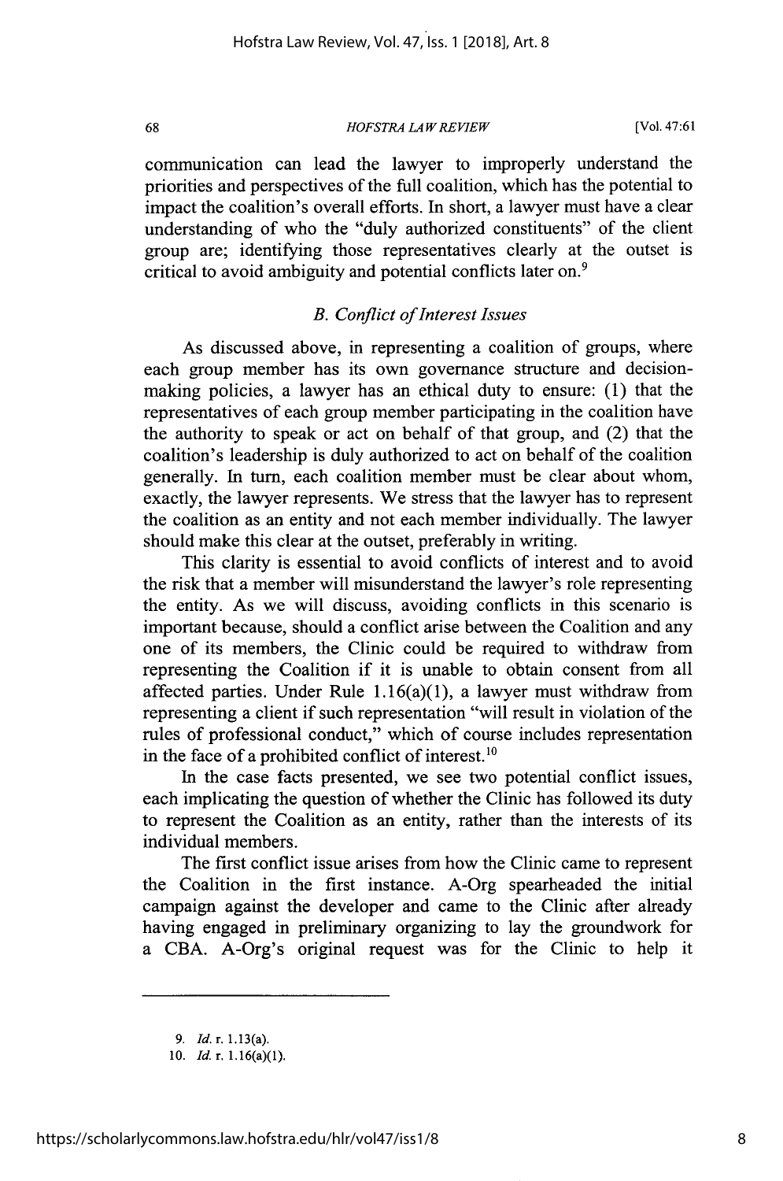communication can lead the lawyer to improperly understand the priorities and perspectives of the full coalition, which has the potential to impact the coalition's overall efforts. In short, a lawyer must have a clear understanding of who the "duly authorized constituents" of the client group are; identifying those representatives clearly at the outset is critical to avoid ambiguity and potential conflicts later on.[9]

### *B. Conflict of Interest Issues*

As discussed above, in representing a coalition of groups, where each group member has its own governance structure and decision-making policies, a lawyer has an ethical duty to ensure: (1) that the representatives of each group member participating in the coalition have the authority to speak or act on behalf of that group, and (2) that the coalition's leadership is duly authorized to act on behalf of the coalition generally. In turn, each coalition member must be clear about whom, exactly, the lawyer represents. We stress that the lawyer has to represent the coalition as an entity and not each member individually. The lawyer should make this clear at the outset, preferably in writing.

This clarity is essential to avoid conflicts of interest and to avoid the risk that a member will misunderstand the lawyer's role representing the entity. As we will discuss, avoiding conflicts in this scenario is important because, should a conflict arise between the Coalition and any one of its members, the Clinic could be required to withdraw from representing the Coalition if it is unable to obtain consent from all affected parties. Under Rule 1.16(a)(1), a lawyer must withdraw from representing a client if such representation "will result in violation of the rules of professional conduct," which of course includes representation in the face of a prohibited conflict of interest.[10]

In the case facts presented, we see two potential conflict issues, each implicating the question of whether the Clinic has followed its duty to represent the Coalition as an entity, rather than the interests of its individual members.

The first conflict issue arises from how the Clinic came to represent the Coalition in the first instance. A-Org spearheaded the initial campaign against the developer and came to the Clinic after already having engaged in preliminary organizing to lay the groundwork for a CBA. A-Org's original request was for the Clinic to help it

---

9. *Id.* r. 1.13(a).

10. *Id.* r. 1.16(a)(1).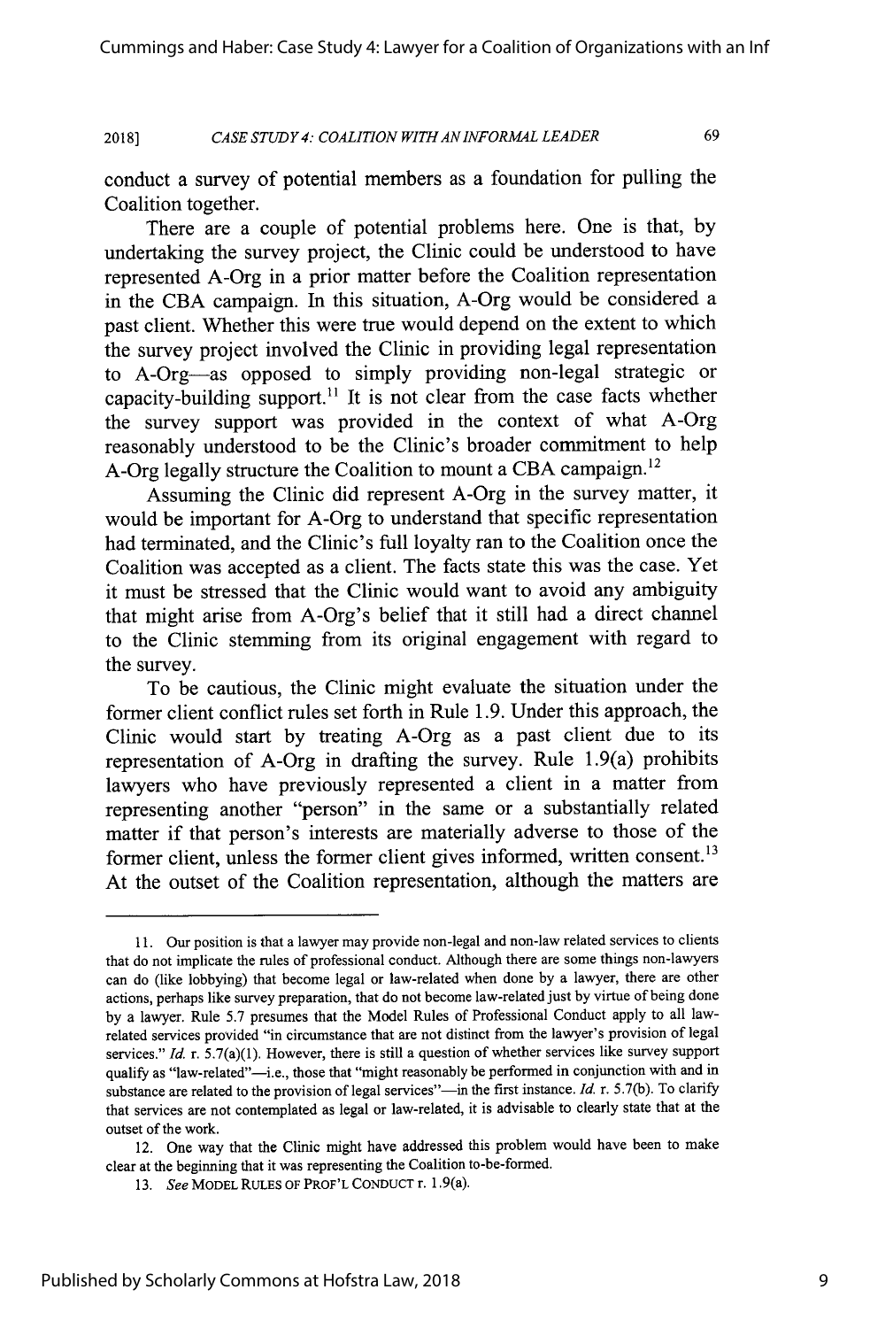conduct a survey of potential members as a foundation for pulling the Coalition together.

There are a couple of potential problems here. One is that, by undertaking the survey project, the Clinic could be understood to have represented A-Org in a prior matter before the Coalition representation in the CBA campaign. In this situation, A-Org would be considered a past client. Whether this were true would depend on the extent to which the survey project involved the Clinic in providing legal representation to A-Org—as opposed to simply providing non-legal strategic or capacity-building support.[11] It is not clear from the case facts whether the survey support was provided in the context of what A-Org reasonably understood to be the Clinic's broader commitment to help A-Org legally structure the Coalition to mount a CBA campaign.[12]

Assuming the Clinic did represent A-Org in the survey matter, it would be important for A-Org to understand that specific representation had terminated, and the Clinic's full loyalty ran to the Coalition once the Coalition was accepted as a client. The facts state this was the case. Yet it must be stressed that the Clinic would want to avoid any ambiguity that might arise from A-Org's belief that it still had a direct channel to the Clinic stemming from its original engagement with regard to the survey.

To be cautious, the Clinic might evaluate the situation under the former client conflict rules set forth in Rule 1.9. Under this approach, the Clinic would start by treating A-Org as a past client due to its representation of A-Org in drafting the survey. Rule 1.9(a) prohibits lawyers who have previously represented a client in a matter from representing another "person" in the same or a substantially related matter if that person's interests are materially adverse to those of the former client, unless the former client gives informed, written consent.[13] At the outset of the Coalition representation, although the matters are

---

11. Our position is that a lawyer may provide non-legal and non-law related services to clients that do not implicate the rules of professional conduct. Although there are some things non-lawyers can do (like lobbying) that become legal or law-related when done by a lawyer, there are other actions, perhaps like survey preparation, that do not become law-related just by virtue of being done by a lawyer. Rule 5.7 presumes that the Model Rules of Professional Conduct apply to all law-related services provided "in circumstance that are not distinct from the lawyer's provision of legal services." *Id.* r. 5.7(a)(1). However, there is still a question of whether services like survey support qualify as "law-related"—i.e., those that "might reasonably be performed in conjunction with and in substance are related to the provision of legal services"—in the first instance. *Id.* r. 5.7(b). To clarify that services are not contemplated as legal or law-related, it is advisable to clearly state that at the outset of the work.

12. One way that the Clinic might have addressed this problem would have been to make clear at the beginning that it was representing the Coalition to-be-formed.

13. *See* MODEL RULES OF PROF'L CONDUCT r. 1.9(a).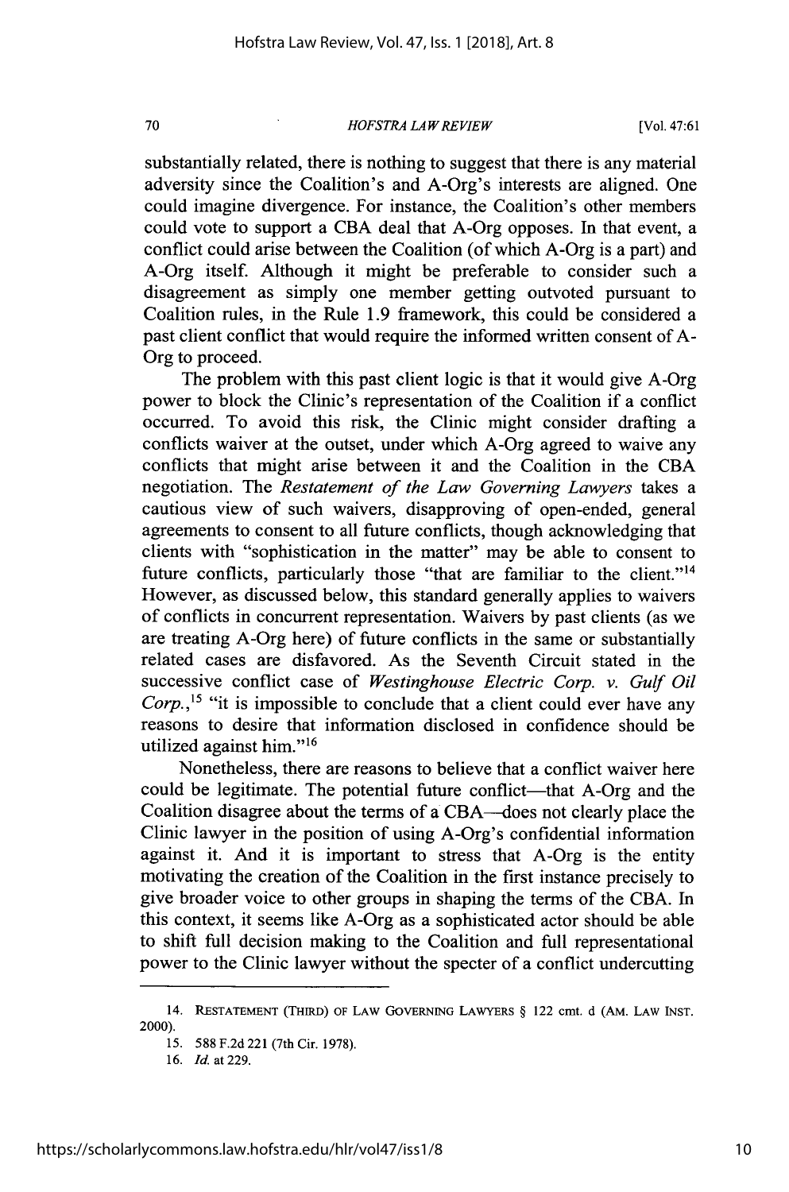substantially related, there is nothing to suggest that there is any material adversity since the Coalition's and A-Org's interests are aligned. One could imagine divergence. For instance, the Coalition's other members could vote to support a CBA deal that A-Org opposes. In that event, a conflict could arise between the Coalition (of which A-Org is a part) and A-Org itself. Although it might be preferable to consider such a disagreement as simply one member getting outvoted pursuant to Coalition rules, in the Rule 1.9 framework, this could be considered a past client conflict that would require the informed written consent of A-Org to proceed.

The problem with this past client logic is that it would give A-Org power to block the Clinic's representation of the Coalition if a conflict occurred. To avoid this risk, the Clinic might consider drafting a conflicts waiver at the outset, under which A-Org agreed to waive any conflicts that might arise between it and the Coalition in the CBA negotiation. The *Restatement of the Law Governing Lawyers* takes a cautious view of such waivers, disapproving of open-ended, general agreements to consent to all future conflicts, though acknowledging that clients with "sophistication in the matter" may be able to consent to future conflicts, particularly those "that are familiar to the client."[14] However, as discussed below, this standard generally applies to waivers of conflicts in concurrent representation. Waivers by past clients (as we are treating A-Org here) of future conflicts in the same or substantially related cases are disfavored. As the Seventh Circuit stated in the successive conflict case of *Westinghouse Electric Corp. v. Gulf Oil Corp.*,[15] "it is impossible to conclude that a client could ever have any reasons to desire that information disclosed in confidence should be utilized against him."[16]

Nonetheless, there are reasons to believe that a conflict waiver here could be legitimate. The potential future conflict—that A-Org and the Coalition disagree about the terms of a CBA—does not clearly place the Clinic lawyer in the position of using A-Org's confidential information against it. And it is important to stress that A-Org is the entity motivating the creation of the Coalition in the first instance precisely to give broader voice to other groups in shaping the terms of the CBA. In this context, it seems like A-Org as a sophisticated actor should be able to shift full decision making to the Coalition and full representational power to the Clinic lawyer without the specter of a conflict undercutting

---

14. RESTATEMENT (THIRD) OF LAW GOVERNING LAWYERS § 122 cmt. d (AM. LAW INST. 2000).

15. 588 F.2d 221 (7th Cir. 1978).

16. *Id.* at 229.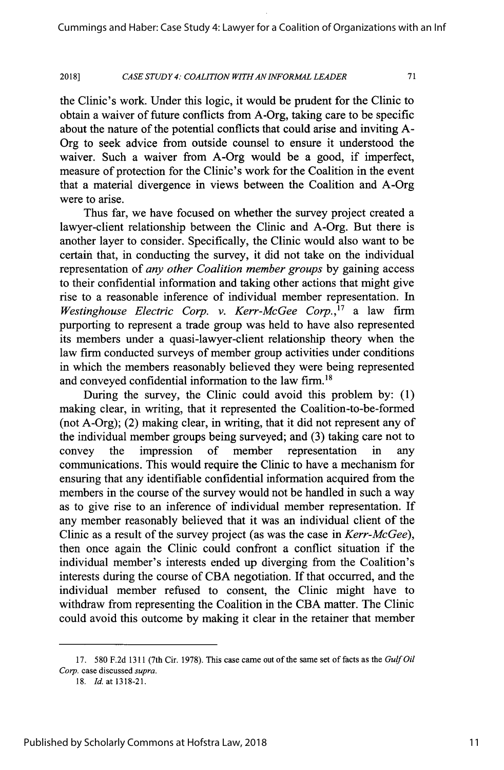the Clinic's work. Under this logic, it would be prudent for the Clinic to obtain a waiver of future conflicts from A-Org, taking care to be specific about the nature of the potential conflicts that could arise and inviting A-Org to seek advice from outside counsel to ensure it understood the waiver. Such a waiver from A-Org would be a good, if imperfect, measure of protection for the Clinic's work for the Coalition in the event that a material divergence in views between the Coalition and A-Org were to arise.

Thus far, we have focused on whether the survey project created a lawyer-client relationship between the Clinic and A-Org. But there is another layer to consider. Specifically, the Clinic would also want to be certain that, in conducting the survey, it did not take on the individual representation of *any other Coalition member groups* by gaining access to their confidential information and taking other actions that might give rise to a reasonable inference of individual member representation. In *Westinghouse Electric Corp. v. Kerr-McGee Corp.*,[17] a law firm purporting to represent a trade group was held to have also represented its members under a quasi-lawyer-client relationship theory when the law firm conducted surveys of member group activities under conditions in which the members reasonably believed they were being represented and conveyed confidential information to the law firm.[18]

During the survey, the Clinic could avoid this problem by: (1) making clear, in writing, that it represented the Coalition-to-be-formed (not A-Org); (2) making clear, in writing, that it did not represent any of the individual member groups being surveyed; and (3) taking care not to convey the impression of member representation in any communications. This would require the Clinic to have a mechanism for ensuring that any identifiable confidential information acquired from the members in the course of the survey would not be handled in such a way as to give rise to an inference of individual member representation. If any member reasonably believed that it was an individual client of the Clinic as a result of the survey project (as was the case in *Kerr-McGee*), then once again the Clinic could confront a conflict situation if the individual member's interests ended up diverging from the Coalition's interests during the course of CBA negotiation. If that occurred, and the individual member refused to consent, the Clinic might have to withdraw from representing the Coalition in the CBA matter. The Clinic could avoid this outcome by making it clear in the retainer that member

---

17. 580 F.2d 1311 (7th Cir. 1978). This case came out of the same set of facts as the *Gulf Oil Corp.* case discussed *supra*.

18. *Id.* at 1318-21.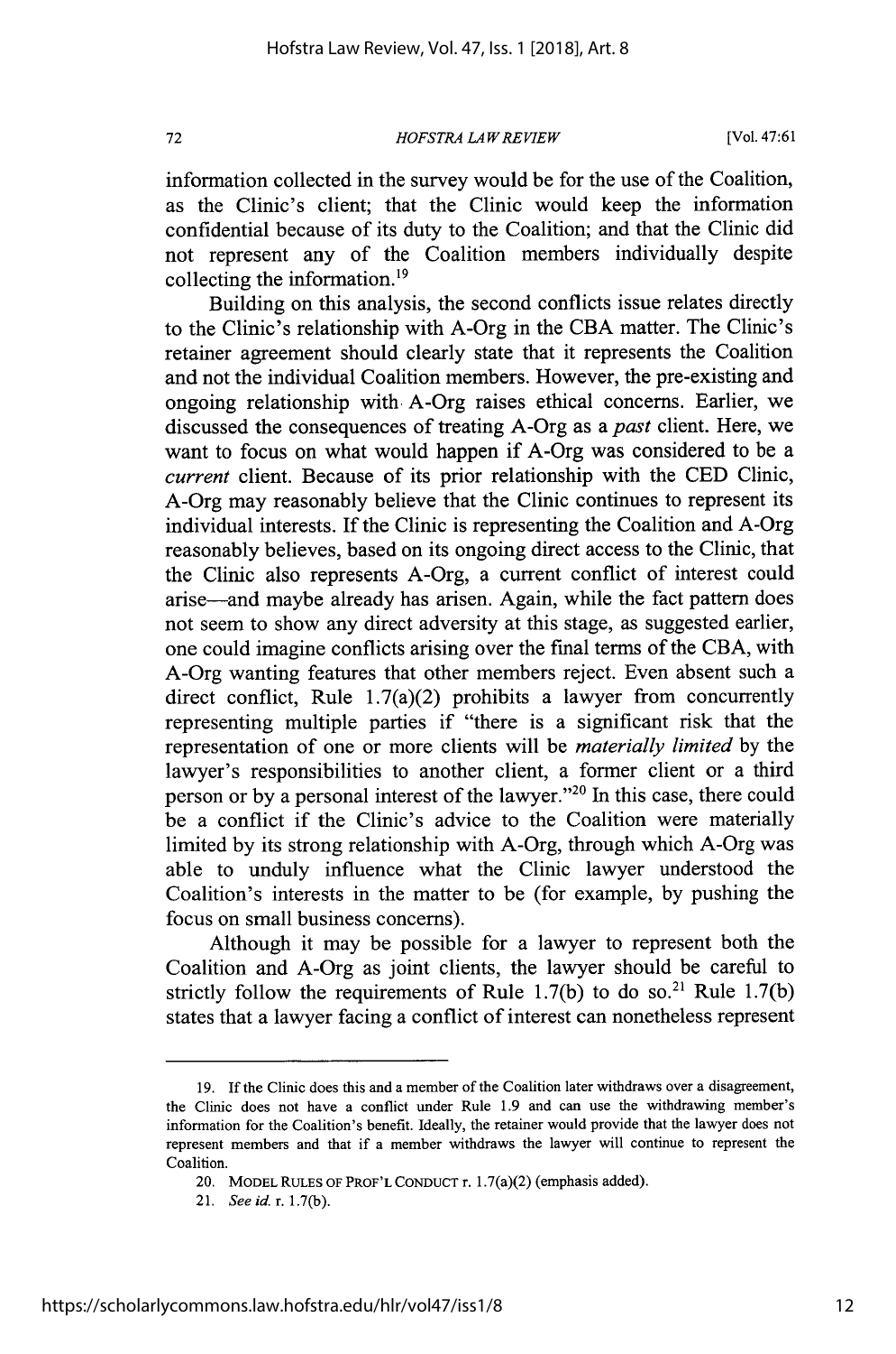information collected in the survey would be for the use of the Coalition, as the Clinic's client; that the Clinic would keep the information confidential because of its duty to the Coalition; and that the Clinic did not represent any of the Coalition members individually despite collecting the information.[19]

Building on this analysis, the second conflicts issue relates directly to the Clinic's relationship with A-Org in the CBA matter. The Clinic's retainer agreement should clearly state that it represents the Coalition and not the individual Coalition members. However, the pre-existing and ongoing relationship with A-Org raises ethical concerns. Earlier, we discussed the consequences of treating A-Org as a *past* client. Here, we want to focus on what would happen if A-Org was considered to be a *current* client. Because of its prior relationship with the CED Clinic, A-Org may reasonably believe that the Clinic continues to represent its individual interests. If the Clinic is representing the Coalition and A-Org reasonably believes, based on its ongoing direct access to the Clinic, that the Clinic also represents A-Org, a current conflict of interest could arise—and maybe already has arisen. Again, while the fact pattern does not seem to show any direct adversity at this stage, as suggested earlier, one could imagine conflicts arising over the final terms of the CBA, with A-Org wanting features that other members reject. Even absent such a direct conflict, Rule 1.7(a)(2) prohibits a lawyer from concurrently representing multiple parties if "there is a significant risk that the representation of one or more clients will be *materially limited* by the lawyer's responsibilities to another client, a former client or a third person or by a personal interest of the lawyer."[20] In this case, there could be a conflict if the Clinic's advice to the Coalition were materially limited by its strong relationship with A-Org, through which A-Org was able to unduly influence what the Clinic lawyer understood the Coalition's interests in the matter to be (for example, by pushing the focus on small business concerns).

Although it may be possible for a lawyer to represent both the Coalition and A-Org as joint clients, the lawyer should be careful to strictly follow the requirements of Rule 1.7(b) to do so.[21] Rule 1.7(b) states that a lawyer facing a conflict of interest can nonetheless represent

---

19. If the Clinic does this and a member of the Coalition later withdraws over a disagreement, the Clinic does not have a conflict under Rule 1.9 and can use the withdrawing member's information for the Coalition's benefit. Ideally, the retainer would provide that the lawyer does not represent members and that if a member withdraws the lawyer will continue to represent the Coalition.

20. MODEL RULES OF PROF'L CONDUCT r. 1.7(a)(2) (emphasis added).

21. *See id.* r. 1.7(b).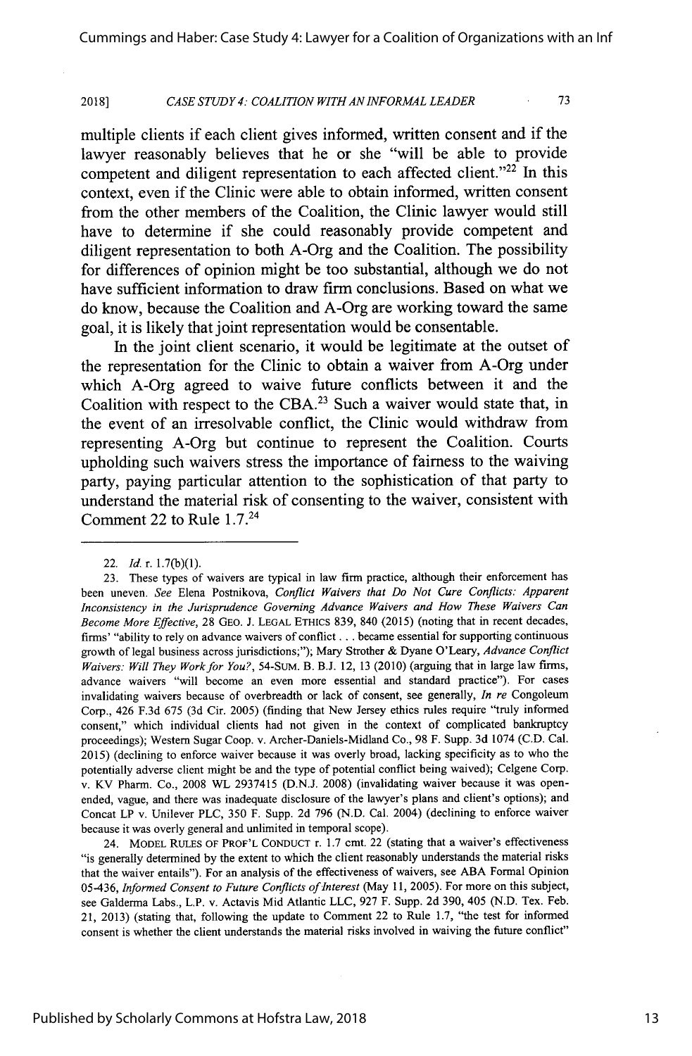multiple clients if each client gives informed, written consent and if the lawyer reasonably believes that he or she "will be able to provide competent and diligent representation to each affected client."[22] In this context, even if the Clinic were able to obtain informed, written consent from the other members of the Coalition, the Clinic lawyer would still have to determine if she could reasonably provide competent and diligent representation to both A-Org and the Coalition. The possibility for differences of opinion might be too substantial, although we do not have sufficient information to draw firm conclusions. Based on what we do know, because the Coalition and A-Org are working toward the same goal, it is likely that joint representation would be consentable.

In the joint client scenario, it would be legitimate at the outset of the representation for the Clinic to obtain a waiver from A-Org under which A-Org agreed to waive future conflicts between it and the Coalition with respect to the CBA.[23] Such a waiver would state that, in the event of an irresolvable conflict, the Clinic would withdraw from representing A-Org but continue to represent the Coalition. Courts upholding such waivers stress the importance of fairness to the waiving party, paying particular attention to the sophistication of that party to understand the material risk of consenting to the waiver, consistent with Comment 22 to Rule 1.7.[24]

---

22. *Id.* r. 1.7(b)(1).

23. These types of waivers are typical in law firm practice, although their enforcement has been uneven. *See* Elena Postnikova, *Conflict Waivers that Do Not Cure Conflicts: Apparent Inconsistency in the Jurisprudence Governing Advance Waivers and How These Waivers Can Become More Effective*, 28 GEO. J. LEGAL ETHICS 839, 840 (2015) (noting that in recent decades, firms' "ability to rely on advance waivers of conflict . . . became essential for supporting continuous growth of legal business across jurisdictions;"); Mary Strother & Dyane O'Leary, *Advance Conflict Waivers: Will They Work for You?*, 54-SUM. B. B.J. 12, 13 (2010) (arguing that in large law firms, advance waivers "will become an even more essential and standard practice"). For cases invalidating waivers because of overbreadth or lack of consent, see generally, *In re* Congoleum Corp., 426 F.3d 675 (3d Cir. 2005) (finding that New Jersey ethics rules require "truly informed consent," which individual clients had not given in the context of complicated bankruptcy proceedings); Western Sugar Coop. v. Archer-Daniels-Midland Co., 98 F. Supp. 3d 1074 (C.D. Cal. 2015) (declining to enforce waiver because it was overly broad, lacking specificity as to who the potentially adverse client might be and the type of potential conflict being waived); Celgene Corp. v. KV Pharm. Co., 2008 WL 2937415 (D.N.J. 2008) (invalidating waiver because it was open-ended, vague, and there was inadequate disclosure of the lawyer's plans and client's options); and Concat LP v. Unilever PLC, 350 F. Supp. 2d 796 (N.D. Cal. 2004) (declining to enforce waiver because it was overly general and unlimited in temporal scope).

24. MODEL RULES OF PROF'L CONDUCT r. 1.7 cmt. 22 (stating that a waiver's effectiveness "is generally determined by the extent to which the client reasonably understands the material risks that the waiver entails"). For an analysis of the effectiveness of waivers, see ABA Formal Opinion 05-436, *Informed Consent to Future Conflicts of Interest* (May 11, 2005). For more on this subject, see Galderma Labs., L.P. v. Actavis Mid Atlantic LLC, 927 F. Supp. 2d 390, 405 (N.D. Tex. Feb. 21, 2013) (stating that, following the update to Comment 22 to Rule 1.7, "the test for informed consent is whether the client understands the material risks involved in waiving the future conflict"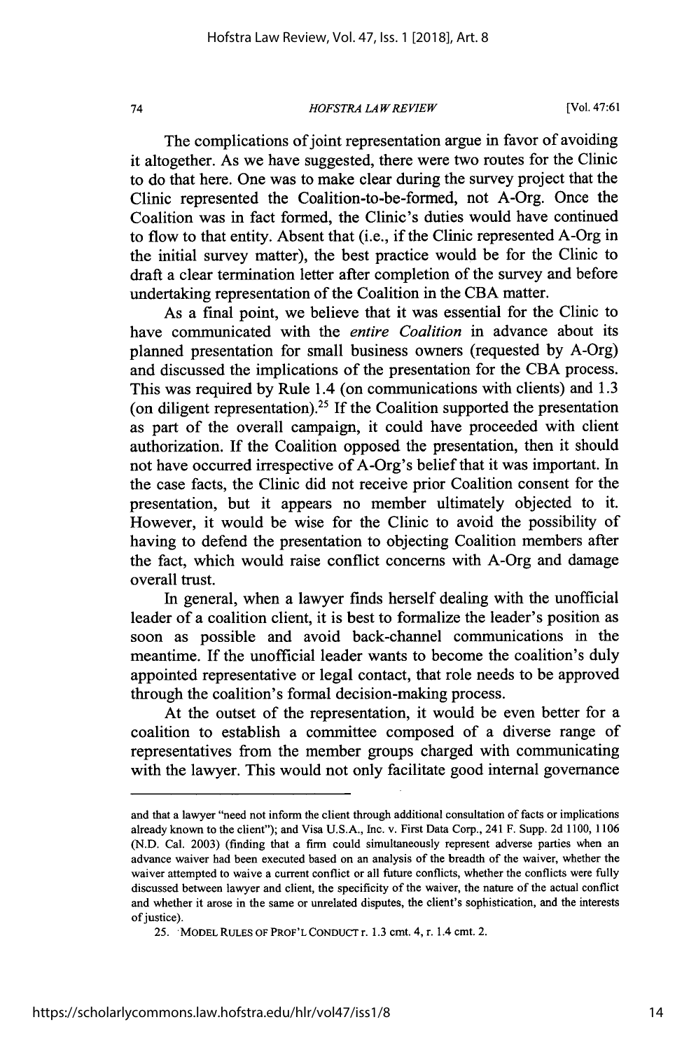The complications of joint representation argue in favor of avoiding it altogether. As we have suggested, there were two routes for the Clinic to do that here. One was to make clear during the survey project that the Clinic represented the Coalition-to-be-formed, not A-Org. Once the Coalition was in fact formed, the Clinic's duties would have continued to flow to that entity. Absent that (i.e., if the Clinic represented A-Org in the initial survey matter), the best practice would be for the Clinic to draft a clear termination letter after completion of the survey and before undertaking representation of the Coalition in the CBA matter.

As a final point, we believe that it was essential for the Clinic to have communicated with the *entire Coalition* in advance about its planned presentation for small business owners (requested by A-Org) and discussed the implications of the presentation for the CBA process. This was required by Rule 1.4 (on communications with clients) and 1.3 (on diligent representation).[25] If the Coalition supported the presentation as part of the overall campaign, it could have proceeded with client authorization. If the Coalition opposed the presentation, then it should not have occurred irrespective of A-Org's belief that it was important. In the case facts, the Clinic did not receive prior Coalition consent for the presentation, but it appears no member ultimately objected to it. However, it would be wise for the Clinic to avoid the possibility of having to defend the presentation to objecting Coalition members after the fact, which would raise conflict concerns with A-Org and damage overall trust.

In general, when a lawyer finds herself dealing with the unofficial leader of a coalition client, it is best to formalize the leader's position as soon as possible and avoid back-channel communications in the meantime. If the unofficial leader wants to become the coalition's duly appointed representative or legal contact, that role needs to be approved through the coalition's formal decision-making process.

At the outset of the representation, it would be even better for a coalition to establish a committee composed of a diverse range of representatives from the member groups charged with communicating with the lawyer. This would not only facilitate good internal governance

---

and that a lawyer "need not inform the client through additional consultation of facts or implications already known to the client"); and Visa U.S.A., Inc. v. First Data Corp., 241 F. Supp. 2d 1100, 1106 (N.D. Cal. 2003) (finding that a firm could simultaneously represent adverse parties when an advance waiver had been executed based on an analysis of the breadth of the waiver, whether the waiver attempted to waive a current conflict or all future conflicts, whether the conflicts were fully discussed between lawyer and client, the specificity of the waiver, the nature of the actual conflict and whether it arose in the same or unrelated disputes, the client's sophistication, and the interests of justice).

25. MODEL RULES OF PROF'L CONDUCT r. 1.3 cmt. 4, r. 1.4 cmt. 2.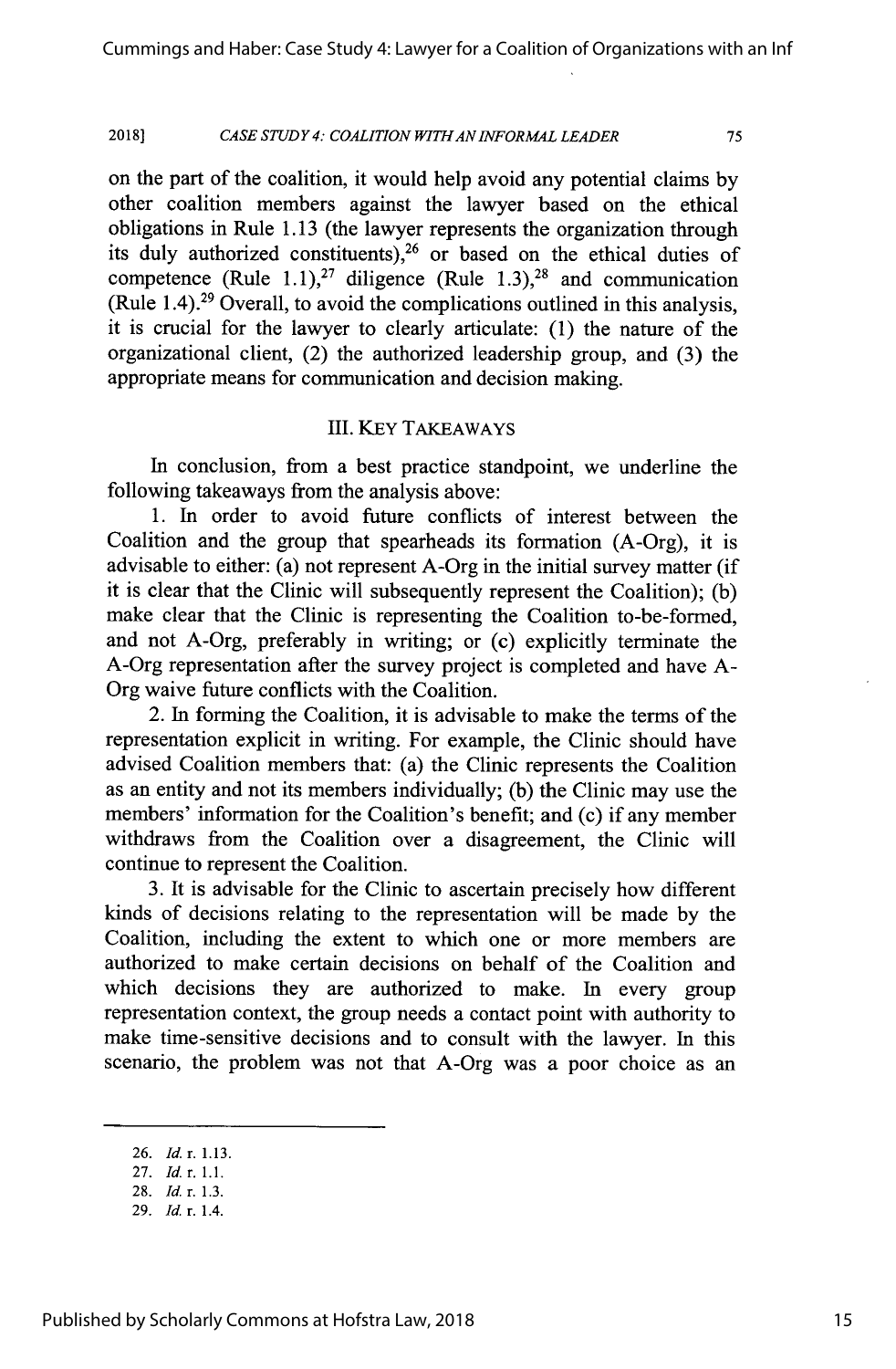on the part of the coalition, it would help avoid any potential claims by other coalition members against the lawyer based on the ethical obligations in Rule 1.13 (the lawyer represents the organization through its duly authorized constituents),[26] or based on the ethical duties of competence (Rule 1.1),[27] diligence (Rule 1.3),[28] and communication (Rule 1.4).[29] Overall, to avoid the complications outlined in this analysis, it is crucial for the lawyer to clearly articulate: (1) the nature of the organizational client, (2) the authorized leadership group, and (3) the appropriate means for communication and decision making.

## III. KEY TAKEAWAYS

In conclusion, from a best practice standpoint, we underline the following takeaways from the analysis above:

1. In order to avoid future conflicts of interest between the Coalition and the group that spearheads its formation (A-Org), it is advisable to either: (a) not represent A-Org in the initial survey matter (if it is clear that the Clinic will subsequently represent the Coalition); (b) make clear that the Clinic is representing the Coalition to-be-formed, and not A-Org, preferably in writing; or (c) explicitly terminate the A-Org representation after the survey project is completed and have A-Org waive future conflicts with the Coalition.

2. In forming the Coalition, it is advisable to make the terms of the representation explicit in writing. For example, the Clinic should have advised Coalition members that: (a) the Clinic represents the Coalition as an entity and not its members individually; (b) the Clinic may use the members' information for the Coalition's benefit; and (c) if any member withdraws from the Coalition over a disagreement, the Clinic will continue to represent the Coalition.

3. It is advisable for the Clinic to ascertain precisely how different kinds of decisions relating to the representation will be made by the Coalition, including the extent to which one or more members are authorized to make certain decisions on behalf of the Coalition and which decisions they are authorized to make. In every group representation context, the group needs a contact point with authority to make time-sensitive decisions and to consult with the lawyer. In this scenario, the problem was not that A-Org was a poor choice as an

26. *Id.* r. 1.13.

27. *Id.* r. 1.1.

28. *Id.* r. 1.3.

29. *Id.* r. 1.4.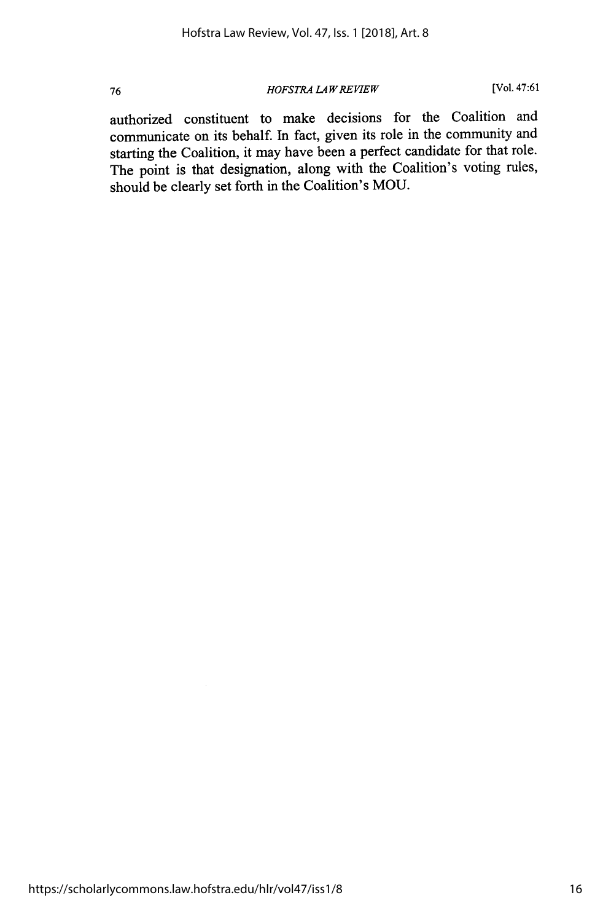authorized constituent to make decisions for the Coalition and communicate on its behalf. In fact, given its role in the community and starting the Coalition, it may have been a perfect candidate for that role. The point is that designation, along with the Coalition's voting rules, should be clearly set forth in the Coalition's MOU.